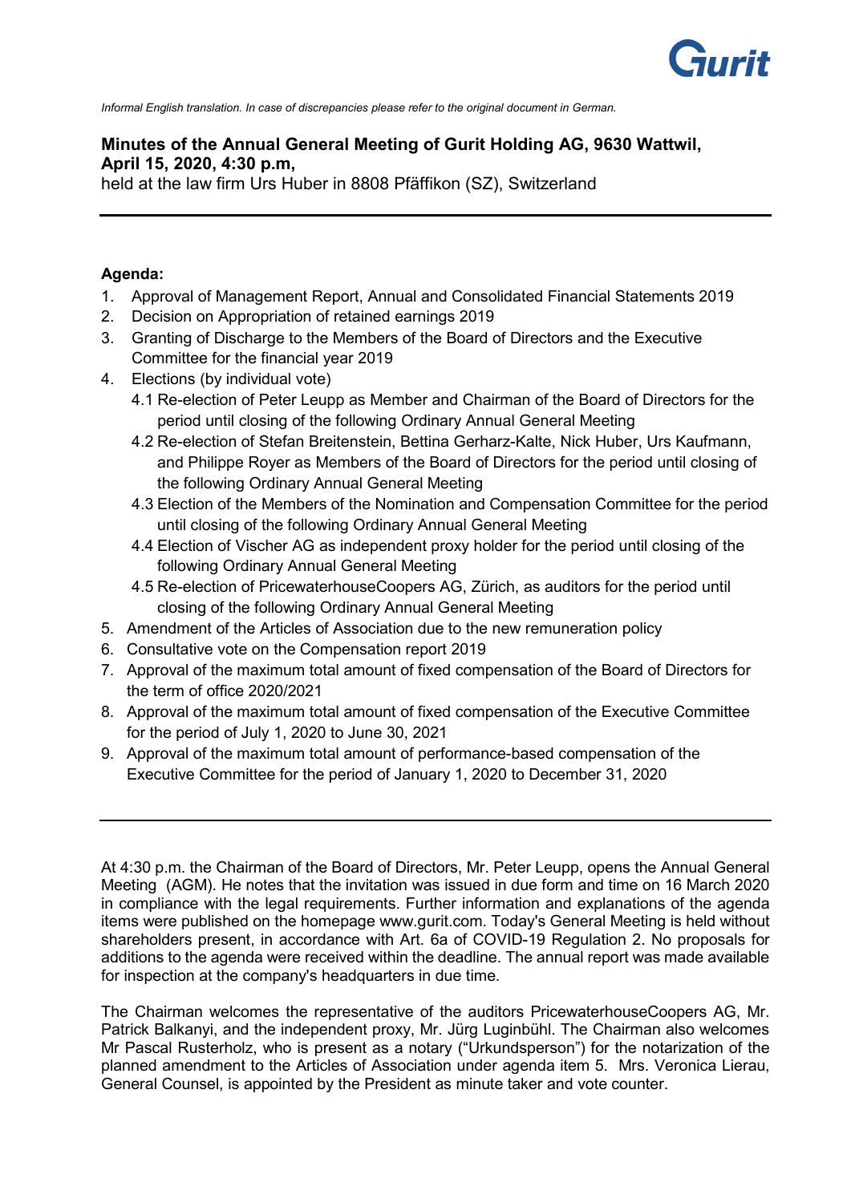*Informal English translation. In case of discrepancies please refer to the original document in German.*

**Minutes of the Annual General Meeting of Gurit Holding AG, 9630 Wattwil, April 15, 2020, 4:30 p.m,**
held at the law firm Urs Huber in 8808 Pfäffikon (SZ), Switzerland

---

**Agenda:**

1. Approval of Management Report, Annual and Consolidated Financial Statements 2019
2. Decision on Appropriation of retained earnings 2019
3. Granting of Discharge to the Members of the Board of Directors and the Executive Committee for the financial year 2019
4. Elections (by individual vote)
   4.1 Re-election of Peter Leupp as Member and Chairman of the Board of Directors for the period until closing of the following Ordinary Annual General Meeting
   4.2 Re-election of Stefan Breitenstein, Bettina Gerharz-Kalte, Nick Huber, Urs Kaufmann, and Philippe Royer as Members of the Board of Directors for the period until closing of the following Ordinary Annual General Meeting
   4.3 Election of the Members of the Nomination and Compensation Committee for the period until closing of the following Ordinary Annual General Meeting
   4.4 Election of Vischer AG as independent proxy holder for the period until closing of the following Ordinary Annual General Meeting
   4.5 Re-election of PricewaterhouseCoopers AG, Zürich, as auditors for the period until closing of the following Ordinary Annual General Meeting
5. Amendment of the Articles of Association due to the new remuneration policy
6. Consultative vote on the Compensation report 2019
7. Approval of the maximum total amount of fixed compensation of the Board of Directors for the term of office 2020/2021
8. Approval of the maximum total amount of fixed compensation of the Executive Committee for the period of July 1, 2020 to June 30, 2021
9. Approval of the maximum total amount of performance-based compensation of the Executive Committee for the period of January 1, 2020 to December 31, 2020

---

At 4:30 p.m. the Chairman of the Board of Directors, Mr. Peter Leupp, opens the Annual General Meeting (AGM). He notes that the invitation was issued in due form and time on 16 March 2020 in compliance with the legal requirements. Further information and explanations of the agenda items were published on the homepage www.gurit.com. Today's General Meeting is held without shareholders present, in accordance with Art. 6a of COVID-19 Regulation 2. No proposals for additions to the agenda were received within the deadline. The annual report was made available for inspection at the company's headquarters in due time.

The Chairman welcomes the representative of the auditors PricewaterhouseCoopers AG, Mr. Patrick Balkanyi, and the independent proxy, Mr. Jürg Luginbühl. The Chairman also welcomes Mr Pascal Rusterholz, who is present as a notary ("Urkundsperson") for the notarization of the planned amendment to the Articles of Association under agenda item 5. Mrs. Veronica Lierau, General Counsel, is appointed by the President as minute taker and vote counter.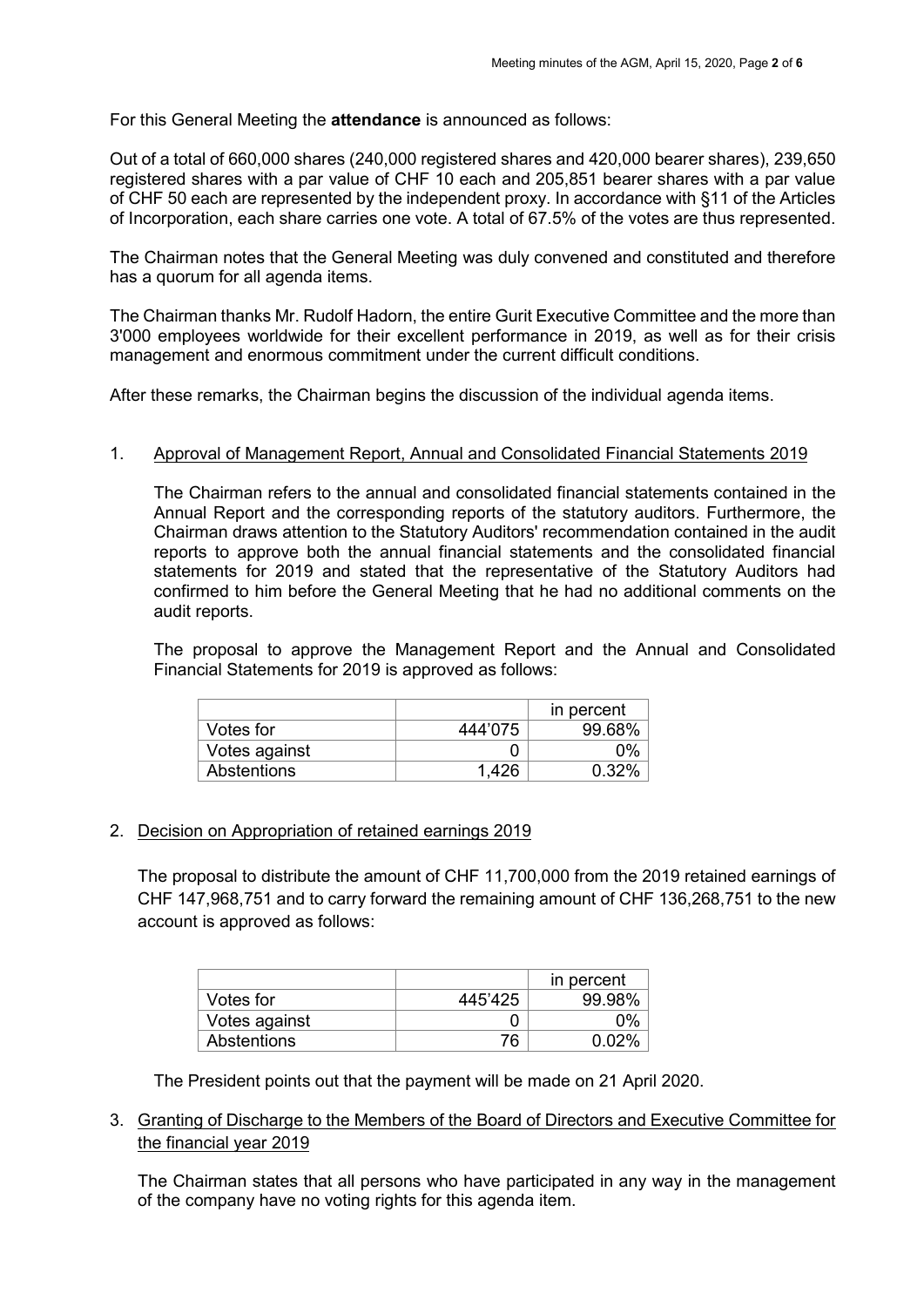For this General Meeting the **attendance** is announced as follows:

Out of a total of 660,000 shares (240,000 registered shares and 420,000 bearer shares), 239,650 registered shares with a par value of CHF 10 each and 205,851 bearer shares with a par value of CHF 50 each are represented by the independent proxy. In accordance with §11 of the Articles of Incorporation, each share carries one vote. A total of 67.5% of the votes are thus represented.

The Chairman notes that the General Meeting was duly convened and constituted and therefore has a quorum for all agenda items.

The Chairman thanks Mr. Rudolf Hadorn, the entire Gurit Executive Committee and the more than 3'000 employees worldwide for their excellent performance in 2019, as well as for their crisis management and enormous commitment under the current difficult conditions.

After these remarks, the Chairman begins the discussion of the individual agenda items.

1. Approval of Management Report, Annual and Consolidated Financial Statements 2019

   The Chairman refers to the annual and consolidated financial statements contained in the Annual Report and the corresponding reports of the statutory auditors. Furthermore, the Chairman draws attention to the Statutory Auditors' recommendation contained in the audit reports to approve both the annual financial statements and the consolidated financial statements for 2019 and stated that the representative of the Statutory Auditors had confirmed to him before the General Meeting that he had no additional comments on the audit reports.

   The proposal to approve the Management Report and the Annual and Consolidated Financial Statements for 2019 is approved as follows:

| | | in percent |
|---|---|---|
| Votes for | 444'075 | 99.68% |
| Votes against | 0 | 0% |
| Abstentions | 1,426 | 0.32% |

2. Decision on Appropriation of retained earnings 2019

   The proposal to distribute the amount of CHF 11,700,000 from the 2019 retained earnings of CHF 147,968,751 and to carry forward the remaining amount of CHF 136,268,751 to the new account is approved as follows:

| | | in percent |
|---|---|---|
| Votes for | 445'425 | 99.98% |
| Votes against | 0 | 0% |
| Abstentions | 76 | 0.02% |

   The President points out that the payment will be made on 21 April 2020.

3. Granting of Discharge to the Members of the Board of Directors and Executive Committee for the financial year 2019

   The Chairman states that all persons who have participated in any way in the management of the company have no voting rights for this agenda item.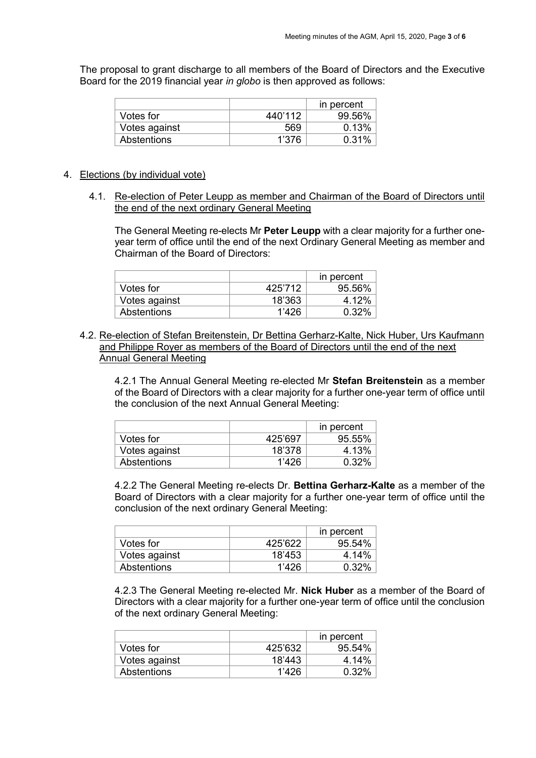The proposal to grant discharge to all members of the Board of Directors and the Executive Board for the 2019 financial year *in globo* is then approved as follows:

| | | in percent |
|---|---|---|
| Votes for | 440'112 | 99.56% |
| Votes against | 569 | 0.13% |
| Abstentions | 1'376 | 0.31% |

4. Elections (by individual vote)

   4.1. Re-election of Peter Leupp as member and Chairman of the Board of Directors until the end of the next ordinary General Meeting

   The General Meeting re-elects Mr **Peter Leupp** with a clear majority for a further one-year term of office until the end of the next Ordinary General Meeting as member and Chairman of the Board of Directors:

| | | in percent |
|---|---|---|
| Votes for | 425'712 | 95.56% |
| Votes against | 18'363 | 4.12% |
| Abstentions | 1'426 | 0.32% |

   4.2. Re-election of Stefan Breitenstein, Dr Bettina Gerharz-Kalte, Nick Huber, Urs Kaufmann and Philippe Royer as members of the Board of Directors until the end of the next Annual General Meeting

   4.2.1 The Annual General Meeting re-elected Mr **Stefan Breitenstein** as a member of the Board of Directors with a clear majority for a further one-year term of office until the conclusion of the next Annual General Meeting:

| | | in percent |
|---|---|---|
| Votes for | 425'697 | 95.55% |
| Votes against | 18'378 | 4.13% |
| Abstentions | 1'426 | 0.32% |

   4.2.2 The General Meeting re-elects Dr. **Bettina Gerharz-Kalte** as a member of the Board of Directors with a clear majority for a further one-year term of office until the conclusion of the next ordinary General Meeting:

| | | in percent |
|---|---|---|
| Votes for | 425'622 | 95.54% |
| Votes against | 18'453 | 4.14% |
| Abstentions | 1'426 | 0.32% |

   4.2.3 The General Meeting re-elected Mr. **Nick Huber** as a member of the Board of Directors with a clear majority for a further one-year term of office until the conclusion of the next ordinary General Meeting:

| | | in percent |
|---|---|---|
| Votes for | 425'632 | 95.54% |
| Votes against | 18'443 | 4.14% |
| Abstentions | 1'426 | 0.32% |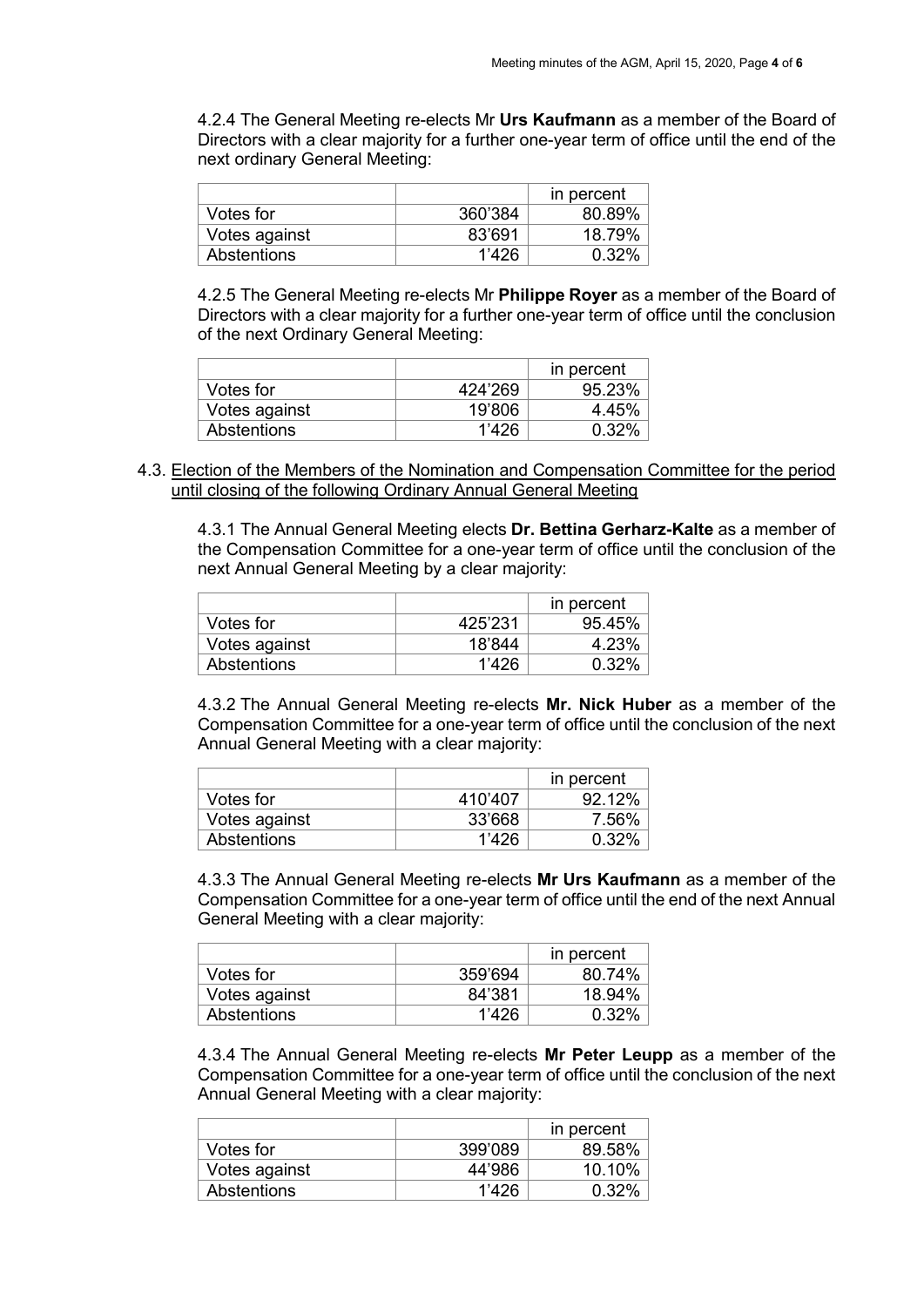4.2.4 The General Meeting re-elects Mr **Urs Kaufmann** as a member of the Board of Directors with a clear majority for a further one-year term of office until the end of the next ordinary General Meeting:

| | | in percent |
|---|---:|---:|
| Votes for | 360'384 | 80.89% |
| Votes against | 83'691 | 18.79% |
| Abstentions | 1'426 | 0.32% |

4.2.5 The General Meeting re-elects Mr **Philippe Royer** as a member of the Board of Directors with a clear majority for a further one-year term of office until the conclusion of the next Ordinary General Meeting:

| | | in percent |
|---|---:|---:|
| Votes for | 424'269 | 95.23% |
| Votes against | 19'806 | 4.45% |
| Abstentions | 1'426 | 0.32% |

4.3. Election of the Members of the Nomination and Compensation Committee for the period until closing of the following Ordinary Annual General Meeting

4.3.1 The Annual General Meeting elects **Dr. Bettina Gerharz-Kalte** as a member of the Compensation Committee for a one-year term of office until the conclusion of the next Annual General Meeting by a clear majority:

| | | in percent |
|---|---:|---:|
| Votes for | 425'231 | 95.45% |
| Votes against | 18'844 | 4.23% |
| Abstentions | 1'426 | 0.32% |

4.3.2 The Annual General Meeting re-elects **Mr. Nick Huber** as a member of the Compensation Committee for a one-year term of office until the conclusion of the next Annual General Meeting with a clear majority:

| | | in percent |
|---|---:|---:|
| Votes for | 410'407 | 92.12% |
| Votes against | 33'668 | 7.56% |
| Abstentions | 1'426 | 0.32% |

4.3.3 The Annual General Meeting re-elects **Mr Urs Kaufmann** as a member of the Compensation Committee for a one-year term of office until the end of the next Annual General Meeting with a clear majority:

| | | in percent |
|---|---:|---:|
| Votes for | 359'694 | 80.74% |
| Votes against | 84'381 | 18.94% |
| Abstentions | 1'426 | 0.32% |

4.3.4 The Annual General Meeting re-elects **Mr Peter Leupp** as a member of the Compensation Committee for a one-year term of office until the conclusion of the next Annual General Meeting with a clear majority:

| | | in percent |
|---|---:|---:|
| Votes for | 399'089 | 89.58% |
| Votes against | 44'986 | 10.10% |
| Abstentions | 1'426 | 0.32% |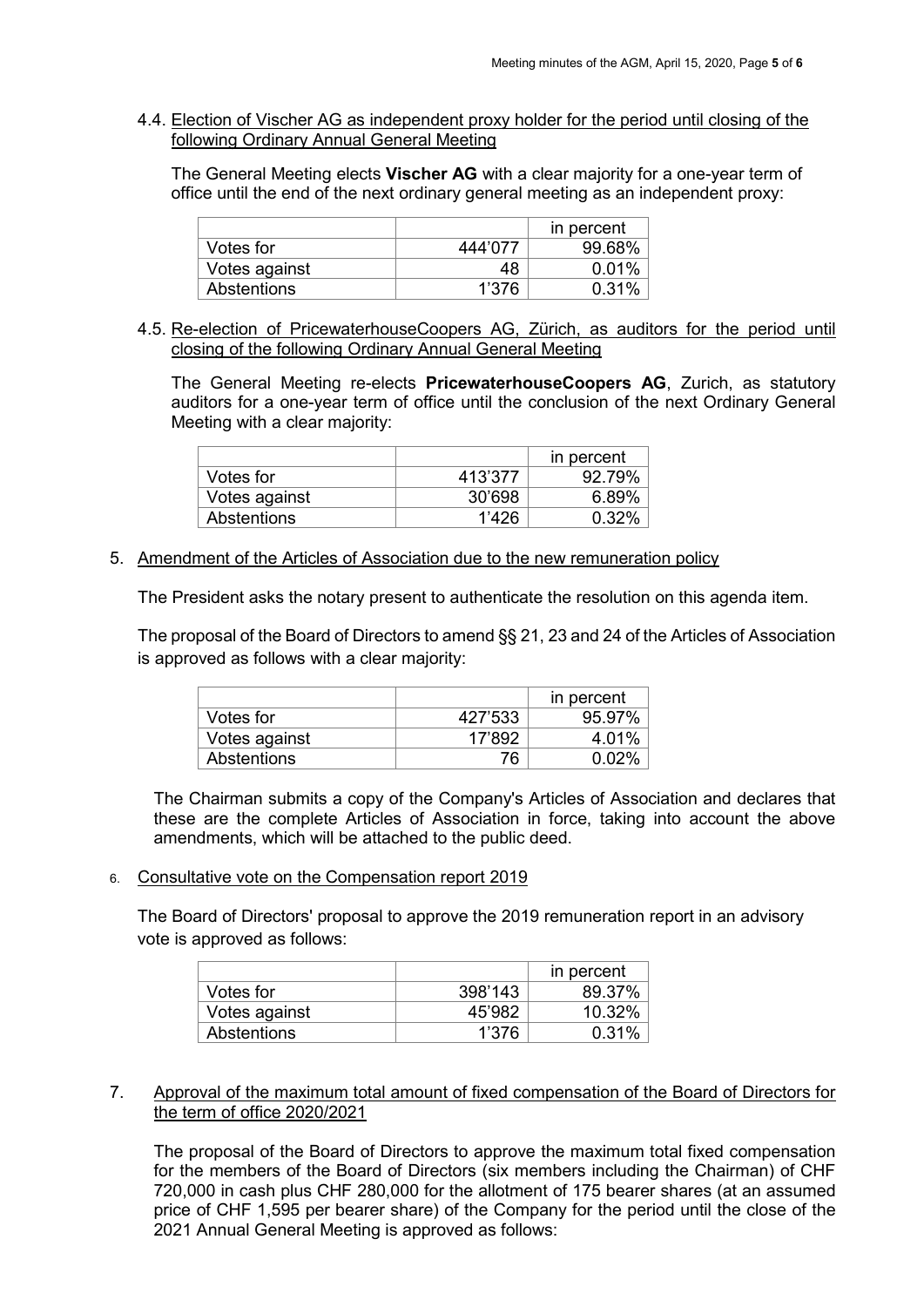4.4. Election of Vischer AG as independent proxy holder for the period until closing of the following Ordinary Annual General Meeting

The General Meeting elects **Vischer AG** with a clear majority for a one-year term of office until the end of the next ordinary general meeting as an independent proxy:

| | | in percent |
|---|---|---|
| Votes for | 444'077 | 99.68% |
| Votes against | 48 | 0.01% |
| Abstentions | 1'376 | 0.31% |

4.5. Re-election of PricewaterhouseCoopers AG, Zürich, as auditors for the period until closing of the following Ordinary Annual General Meeting

The General Meeting re-elects **PricewaterhouseCoopers AG**, Zurich, as statutory auditors for a one-year term of office until the conclusion of the next Ordinary General Meeting with a clear majority:

| | | in percent |
|---|---|---|
| Votes for | 413'377 | 92.79% |
| Votes against | 30'698 | 6.89% |
| Abstentions | 1'426 | 0.32% |

5. Amendment of the Articles of Association due to the new remuneration policy

The President asks the notary present to authenticate the resolution on this agenda item.

The proposal of the Board of Directors to amend §§ 21, 23 and 24 of the Articles of Association is approved as follows with a clear majority:

| | | in percent |
|---|---|---|
| Votes for | 427'533 | 95.97% |
| Votes against | 17'892 | 4.01% |
| Abstentions | 76 | 0.02% |

The Chairman submits a copy of the Company's Articles of Association and declares that these are the complete Articles of Association in force, taking into account the above amendments, which will be attached to the public deed.

6. Consultative vote on the Compensation report 2019

The Board of Directors' proposal to approve the 2019 remuneration report in an advisory vote is approved as follows:

| | | in percent |
|---|---|---|
| Votes for | 398'143 | 89.37% |
| Votes against | 45'982 | 10.32% |
| Abstentions | 1'376 | 0.31% |

7. Approval of the maximum total amount of fixed compensation of the Board of Directors for the term of office 2020/2021

The proposal of the Board of Directors to approve the maximum total fixed compensation for the members of the Board of Directors (six members including the Chairman) of CHF 720,000 in cash plus CHF 280,000 for the allotment of 175 bearer shares (at an assumed price of CHF 1,595 per bearer share) of the Company for the period until the close of the 2021 Annual General Meeting is approved as follows: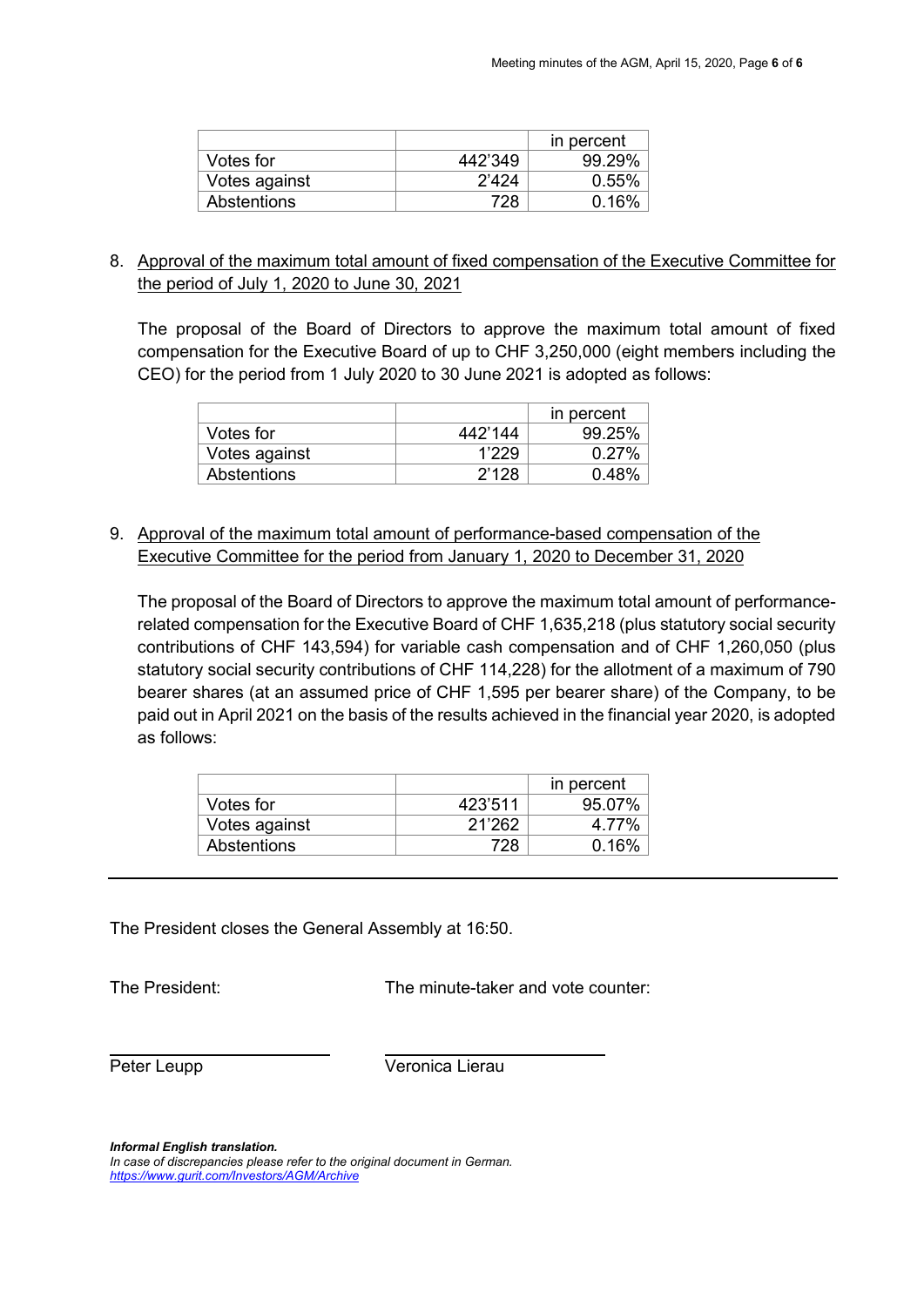| | | in percent |
|---|---|---|
| Votes for | 442'349 | 99.29% |
| Votes against | 2'424 | 0.55% |
| Abstentions | 728 | 0.16% |

8. Approval of the maximum total amount of fixed compensation of the Executive Committee for the period of July 1, 2020 to June 30, 2021

   The proposal of the Board of Directors to approve the maximum total amount of fixed compensation for the Executive Board of up to CHF 3,250,000 (eight members including the CEO) for the period from 1 July 2020 to 30 June 2021 is adopted as follows:

| | | in percent |
|---|---|---|
| Votes for | 442'144 | 99.25% |
| Votes against | 1'229 | 0.27% |
| Abstentions | 2'128 | 0.48% |

9. Approval of the maximum total amount of performance-based compensation of the Executive Committee for the period from January 1, 2020 to December 31, 2020

   The proposal of the Board of Directors to approve the maximum total amount of performance-related compensation for the Executive Board of CHF 1,635,218 (plus statutory social security contributions of CHF 143,594) for variable cash compensation and of CHF 1,260,050 (plus statutory social security contributions of CHF 114,228) for the allotment of a maximum of 790 bearer shares (at an assumed price of CHF 1,595 per bearer share) of the Company, to be paid out in April 2021 on the basis of the results achieved in the financial year 2020, is adopted as follows:

| | | in percent |
|---|---|---|
| Votes for | 423'511 | 95.07% |
| Votes against | 21'262 | 4.77% |
| Abstentions | 728 | 0.16% |

---

The President closes the General Assembly at 16:50.

The President: The minute-taker and vote counter:

Peter Leupp Veronica Lierau

***Informal English translation.***
*In case of discrepancies please refer to the original document in German.*
*https://www.gurit.com/Investors/AGM/Archive*